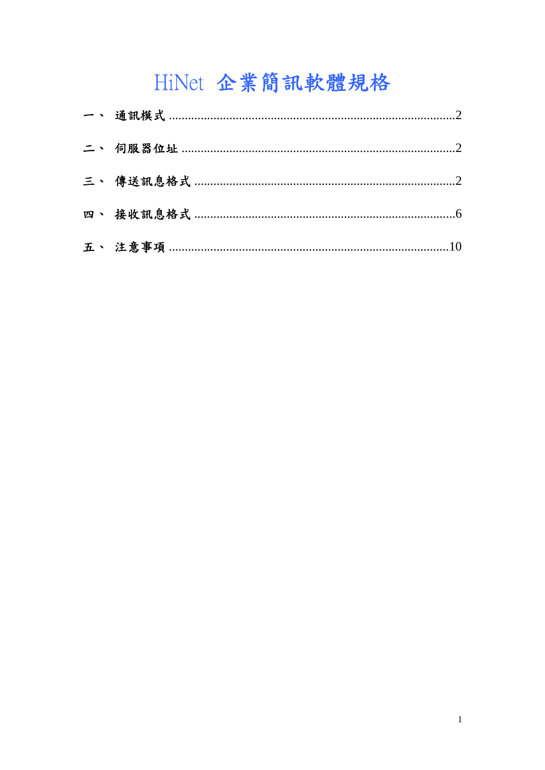# HiNet 企業簡訊軟體規格

一、 通訊模式 ........................................................................................2

二、 伺服器位址 ....................................................................................2

三、 傳送訊息格式 ................................................................................2

四、 接收訊息格式 ................................................................................6

五、 注意事項 ......................................................................................10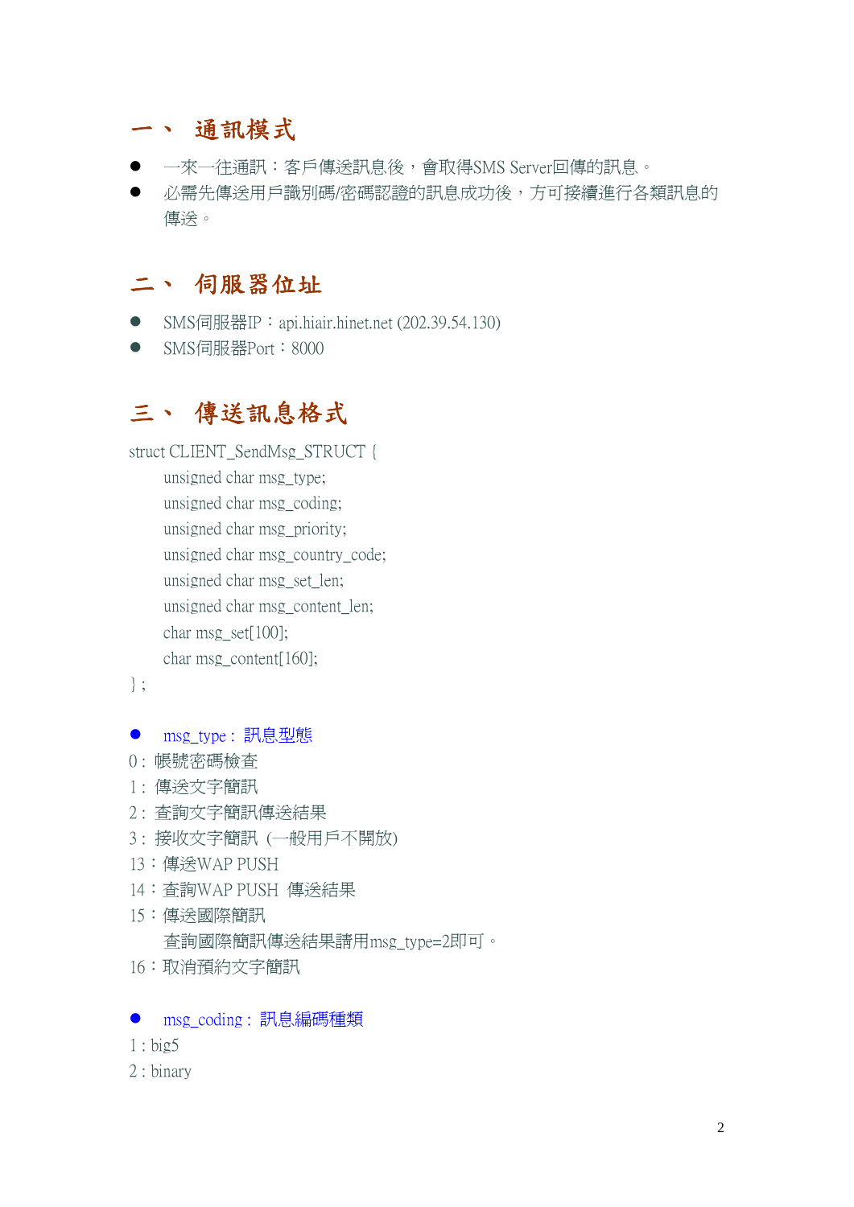## 一、 通訊模式

- 一來一往通訊：客戶傳送訊息後，會取得SMS Server回傳的訊息。
- 必需先傳送用戶識別碼/密碼認證的訊息成功後，方可接續進行各類訊息的傳送。

## 二、 伺服器位址

- SMS伺服器IP：api.hiair.hinet.net (202.39.54.130)
- SMS伺服器Port：8000

## 三、 傳送訊息格式

```
struct CLIENT_SendMsg_STRUCT {
    unsigned char msg_type;
    unsigned char msg_coding;
    unsigned char msg_priority;
    unsigned char msg_country_code;
    unsigned char msg_set_len;
    unsigned char msg_content_len;
    char msg_set[100];
    char msg_content[160];
};
```

- msg_type : 訊息型態

0 : 帳號密碼檢查
1 : 傳送文字簡訊
2 : 查詢文字簡訊傳送結果
3 : 接收文字簡訊 (一般用戶不開放)
13：傳送WAP PUSH
14：查詢WAP PUSH 傳送結果
15：傳送國際簡訊
　　查詢國際簡訊傳送結果請用msg_type=2即可。
16：取消預約文字簡訊

- msg_coding : 訊息編碼種類

1 : big5
2 : binary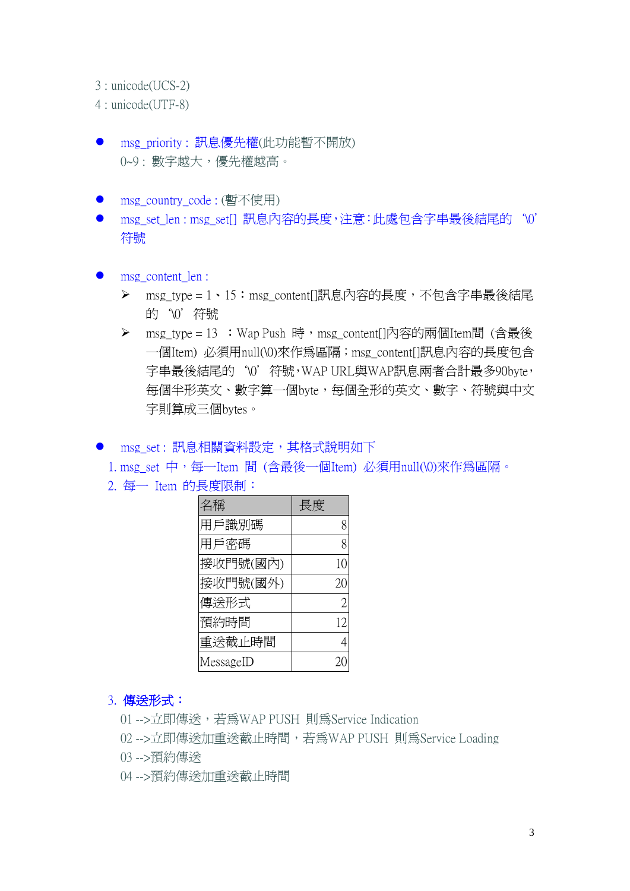3 : unicode(UCS-2)
4 : unicode(UTF-8)

- msg_priority : 訊息優先權(此功能暫不開放)
  0~9 : 數字越大，優先權越高。

- msg_country_code : (暫不使用)
- msg_set_len : msg_set[] 訊息內容的長度，注意：此處包含字串最後結尾的 '\0' 符號

- msg_content_len :
  - msg_type = 1、15：msg_content[]訊息內容的長度，不包含字串最後結尾的 '\0' 符號
  - msg_type = 13 ：Wap Push 時，msg_content[]內容的兩個Item間 (含最後一個Item) 必須用null(\0)來作爲區隔；msg_content[]訊息內容的長度包含字串最後結尾的 '\0' 符號，WAP URL與WAP訊息兩者合計最多90byte，每個半形英文、數字算一個byte，每個全形的英文、數字、符號與中文字則算成三個bytes。

- msg_set : 訊息相關資料設定，其格式說明如下
  1. msg_set 中，每一Item 間 (含最後一個Item) 必須用null(\0)來作爲區隔。
  2. 每一 Item 的長度限制：

| 名稱 | 長度 |
|---|---:|
| 用戶識別碼 | 8 |
| 用戶密碼 | 8 |
| 接收門號(國內) | 10 |
| 接收門號(國外) | 20 |
| 傳送形式 | 2 |
| 預約時間 | 12 |
| 重送截止時間 | 4 |
| MessageID | 20 |

  3. **傳送形式：**
     01 -->立即傳送，若爲WAP PUSH 則爲Service Indication
     02 -->立即傳送加重送截止時間，若爲WAP PUSH 則爲Service Loading
     03 -->預約傳送
     04 -->預約傳送加重送截止時間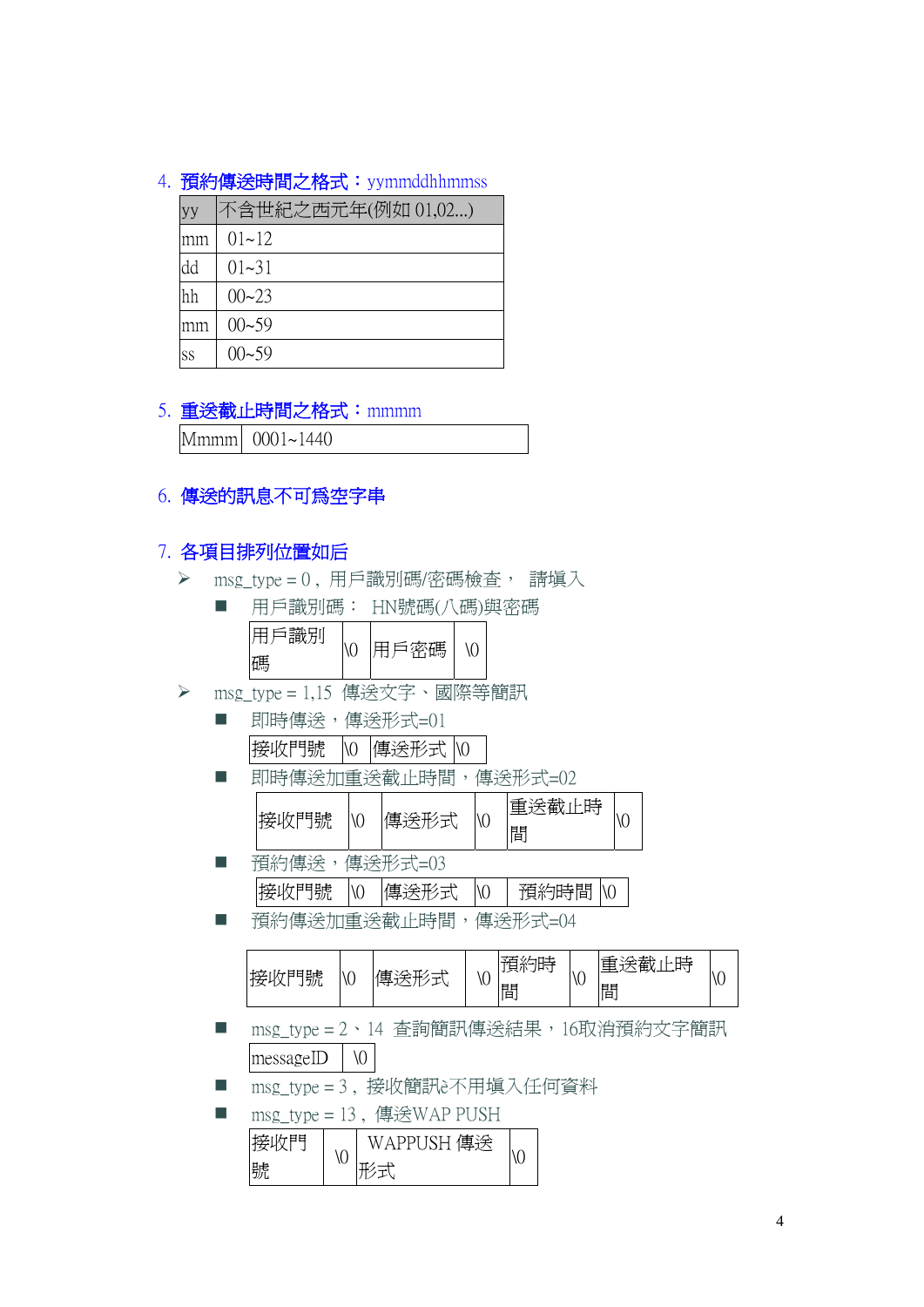4. **預約傳送時間之格式**：yymmddhhmmss

| yy | 不含世紀之西元年(例如 01,02...) |
|---|---|
| mm | 01~12 |
| dd | 01~31 |
| hh | 00~23 |
| mm | 00~59 |
| ss | 00~59 |

5. **重送截止時間之格式**：mmmm

| Mmmm | 0001~1440 |
|---|---|

6. **傳送的訊息不可爲空字串**

7. **各項目排列位置如后**

- msg_type = 0，用戶識別碼/密碼檢查， 請填入
  - 用戶識別碼： HN號碼(八碼)與密碼

    | 用戶識別碼 | \0 | 用戶密碼 | \0 |
    |---|---|---|---|

- msg_type = 1,15 傳送文字、國際等簡訊
  - 即時傳送，傳送形式=01

    | 接收門號 | \0 | 傳送形式 | \0 |
    |---|---|---|---|

  - 即時傳送加重送截止時間，傳送形式=02

    | 接收門號 | \0 | 傳送形式 | \0 | 重送截止時間 | \0 |
    |---|---|---|---|---|---|

  - 預約傳送，傳送形式=03

    | 接收門號 | \0 | 傳送形式 | \0 | 預約時間 | \0 |
    |---|---|---|---|---|---|

  - 預約傳送加重送截止時間，傳送形式=04

    | 接收門號 | \0 | 傳送形式 | \0 | 預約時間 | \0 | 重送截止時間 | \0 |
    |---|---|---|---|---|---|---|---|

  - msg_type = 2、14 查詢簡訊傳送結果，16取消預約文字簡訊

    | messageID | \0 |
    |---|---|

  - msg_type = 3，接收簡訊è不用填入任何資料
  - msg_type = 13，傳送WAP PUSH

    | 接收門號 | \0 | WAPPUSH 傳送形式 | \0 |
    |---|---|---|---|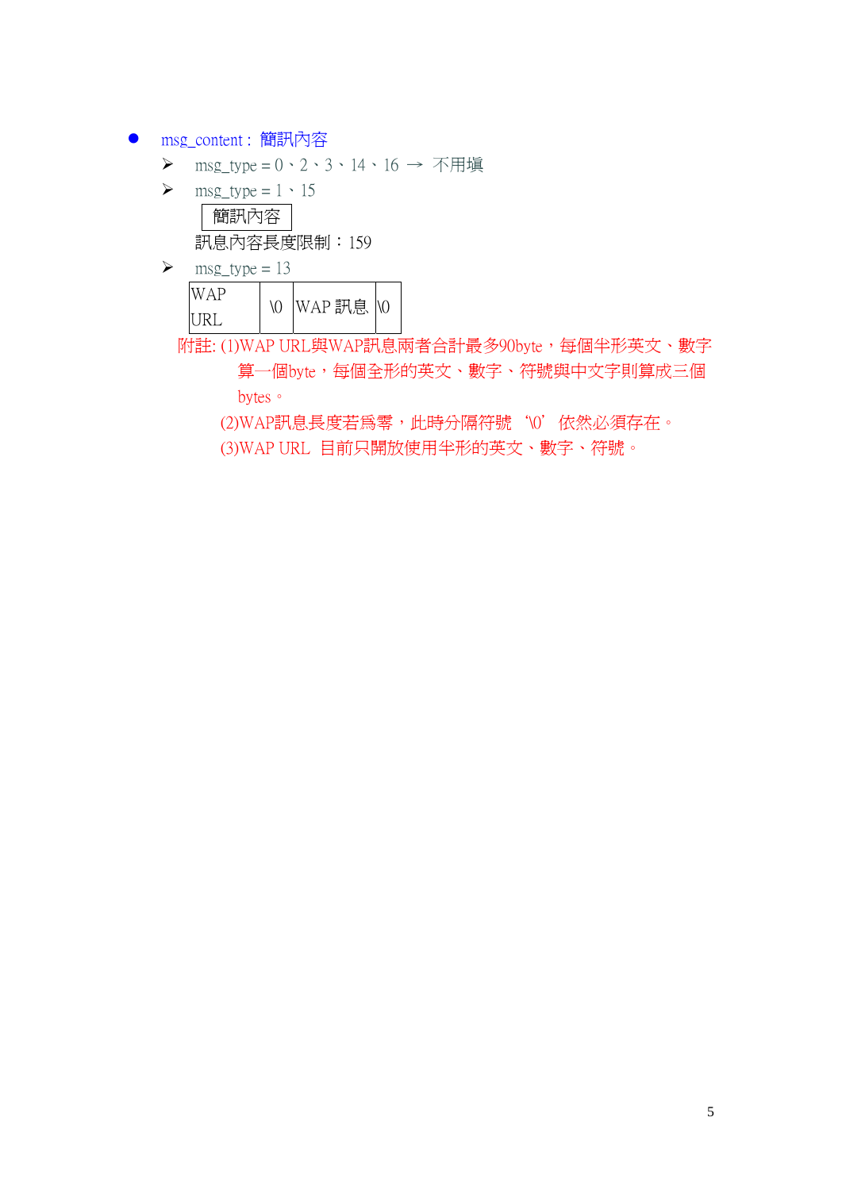- msg_content：簡訊內容
  - msg_type = 0、2、3、14、16 → 不用塡
  - msg_type = 1、15

| 簡訊內容 |
|---|

  訊息內容長度限制：159

  - msg_type = 13

| WAP URL | \0 | WAP 訊息 | \0 |
|---|---|---|---|

附註: (1)WAP URL與WAP訊息兩者合計最多90byte，每個半形英文、數字算一個byte，每個全形的英文、數字、符號與中文字則算成三個bytes。

(2)WAP訊息長度若爲零，此時分隔符號 '\0' 依然必須存在。

(3)WAP URL 目前只開放使用半形的英文、數字、符號。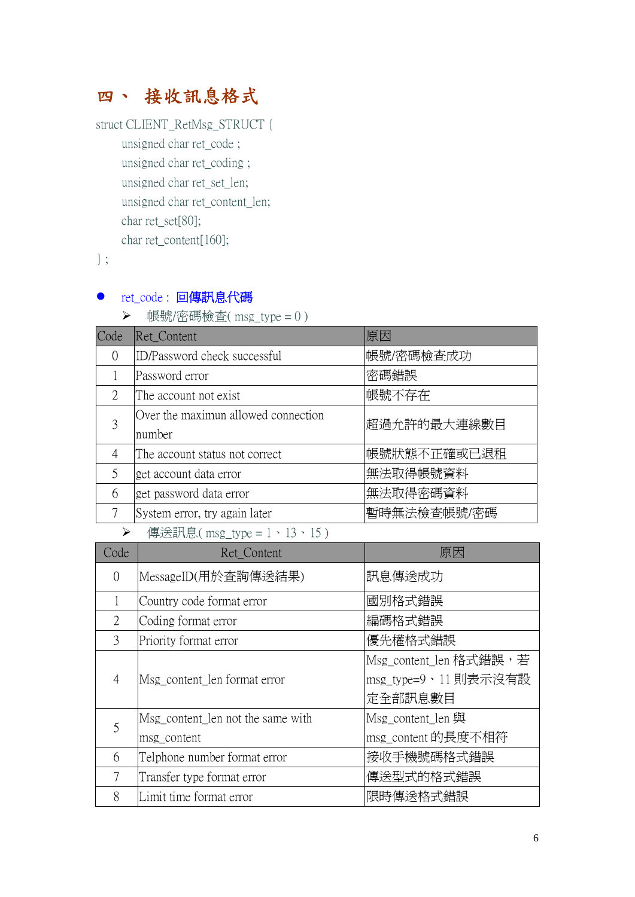# 四、 接收訊息格式

```
struct CLIENT_RetMsg_STRUCT {
    unsigned char ret_code ;
    unsigned char ret_coding ;
    unsigned char ret_set_len;
    unsigned char ret_content_len;
    char ret_set[80];
    char ret_content[160];
} ;
```

- ret_code : **回傳訊息代碼**
  - ➢ 帳號/密碼檢查( msg_type = 0 )

| Code | Ret_Content | 原因 |
|---|---|---|
| 0 | ID/Password check successful | 帳號/密碼檢查成功 |
| 1 | Password error | 密碼錯誤 |
| 2 | The account not exist | 帳號不存在 |
| 3 | Over the maximun allowed connection number | 超過允許的最大連線數目 |
| 4 | The account status not correct | 帳號狀態不正確或已退租 |
| 5 | get account data error | 無法取得帳號資料 |
| 6 | get password data error | 無法取得密碼資料 |
| 7 | System error, try again later | 暫時無法檢查帳號/密碼 |

  - ➢ 傳送訊息( msg_type = 1、13、15 )

| Code | Ret_Content | 原因 |
|---|---|---|
| 0 | MessageID(用於查詢傳送結果) | 訊息傳送成功 |
| 1 | Country code format error | 國別格式錯誤 |
| 2 | Coding format error | 編碼格式錯誤 |
| 3 | Priority format error | 優先權格式錯誤 |
| 4 | Msg_content_len format error | Msg_content_len 格式錯誤，若 msg_type=9、11 則表示沒有設定全部訊息數目 |
| 5 | Msg_content_len not the same with msg_content | Msg_content_len 與 msg_content 的長度不相符 |
| 6 | Telphone number format error | 接收手機號碼格式錯誤 |
| 7 | Transfer type format error | 傳送型式的格式錯誤 |
| 8 | Limit time format error | 限時傳送格式錯誤 |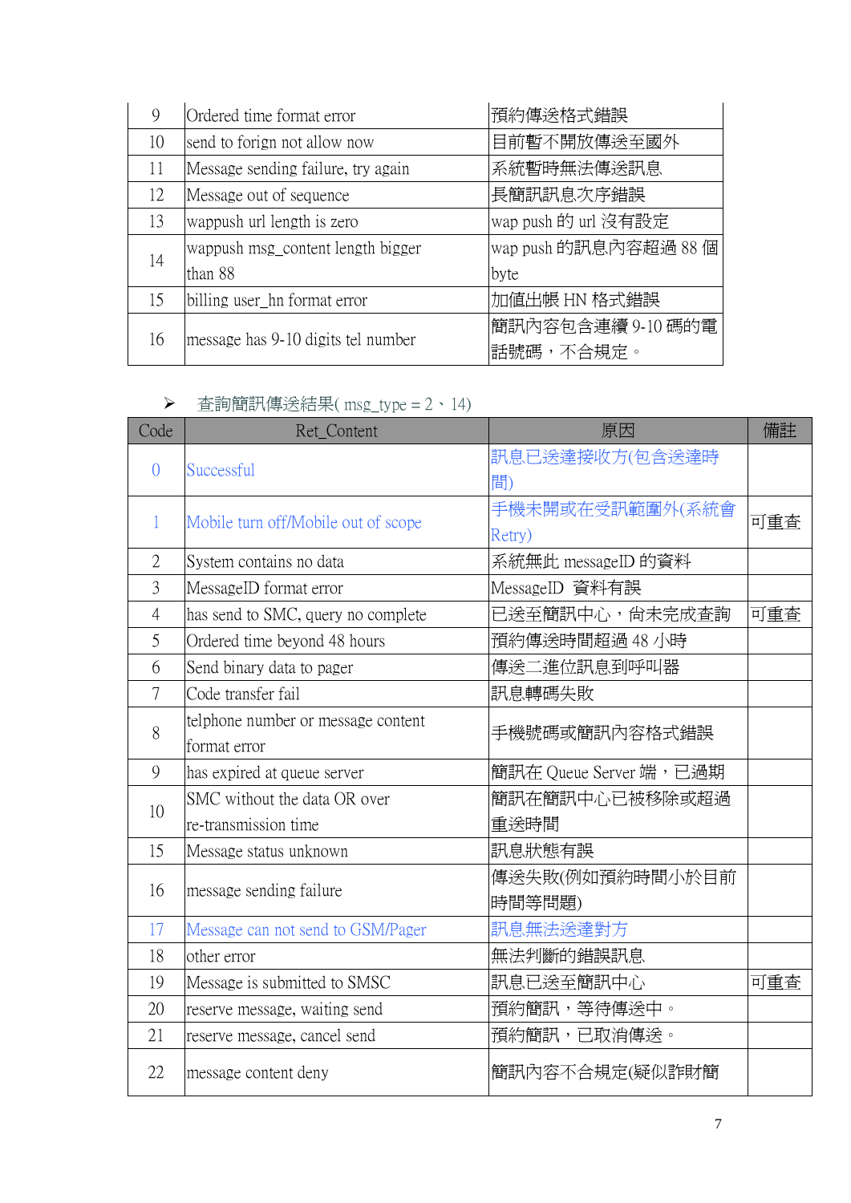| | | |
|---|---|---|
| 9 | Ordered time format error | 預約傳送格式錯誤 |
| 10 | send to forign not allow now | 目前暫不開放傳送至國外 |
| 11 | Message sending failure, try again | 系統暫時無法傳送訊息 |
| 12 | Message out of sequence | 長簡訊訊息次序錯誤 |
| 13 | wappush url length is zero | wap push 的 url 沒有設定 |
| 14 | wappush msg_content length bigger than 88 | wap push 的訊息內容超過 88 個 byte |
| 15 | billing user_hn format error | 加值出帳 HN 格式錯誤 |
| 16 | message has 9-10 digits tel number | 簡訊內容包含連續 9-10 碼的電話號碼，不合規定。 |

➢ 查詢簡訊傳送結果( msg_type = 2、14)

| Code | Ret_Content | 原因 | 備註 |
|---|---|---|---|
| 0 | Successful | 訊息已送達接收方(包含送達時間) | |
| 1 | Mobile turn off/Mobile out of scope | 手機未開或在受訊範圍外(系統會 Retry) | 可重查 |
| 2 | System contains no data | 系統無此 messageID 的資料 | |
| 3 | MessageID format error | MessageID 資料有誤 | |
| 4 | has send to SMC, query no complete | 已送至簡訊中心，尚未完成查詢 | 可重查 |
| 5 | Ordered time beyond 48 hours | 預約傳送時間超過 48 小時 | |
| 6 | Send binary data to pager | 傳送二進位訊息到呼叫器 | |
| 7 | Code transfer fail | 訊息轉碼失敗 | |
| 8 | telphone number or message content format error | 手機號碼或簡訊內容格式錯誤 | |
| 9 | has expired at queue server | 簡訊在 Queue Server 端，已過期 | |
| 10 | SMC without the data OR over re-transmission time | 簡訊在簡訊中心已被移除或超過重送時間 | |
| 15 | Message status unknown | 訊息狀態有誤 | |
| 16 | message sending failure | 傳送失敗(例如預約時間小於目前時間等問題) | |
| 17 | Message can not send to GSM/Pager | 訊息無法送達對方 | |
| 18 | other error | 無法判斷的錯誤訊息 | |
| 19 | Message is submitted to SMSC | 訊息已送至簡訊中心 | 可重查 |
| 20 | reserve message, waiting send | 預約簡訊，等待傳送中。 | |
| 21 | reserve message, cancel send | 預約簡訊，已取消傳送。 | |
| 22 | message content deny | 簡訊內容不合規定(疑似詐財簡 | |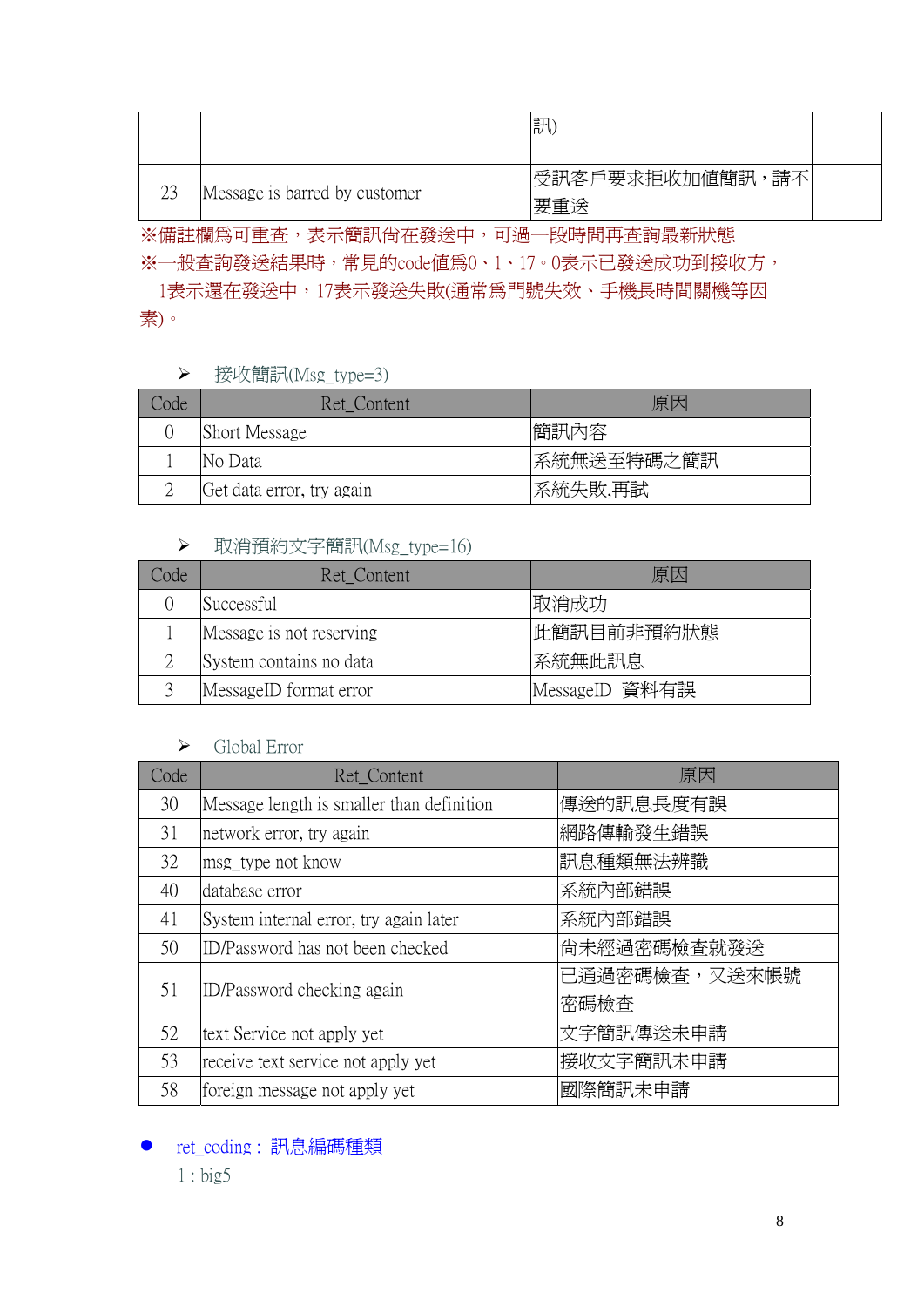| | | 訊) | |
|---|---|---|---|
| 23 | Message is barred by customer | 受訊客戶要求拒收加值簡訊，請不要重送 | |

※備註欄為可重查，表示簡訊尚在發送中，可過一段時間再查詢最新狀態

※一般查詢發送結果時，常見的code值為0、1、17。0表示已發送成功到接收方，1表示還在發送中，17表示發送失敗(通常為門號失效、手機長時間關機等因素)。

➢ 接收簡訊(Msg_type=3)

| Code | Ret_Content | 原因 |
|---|---|---|
| 0 | Short Message | 簡訊內容 |
| 1 | No Data | 系統無送至特碼之簡訊 |
| 2 | Get data error, try again | 系統失敗,再試 |

➢ 取消預約文字簡訊(Msg_type=16)

| Code | Ret_Content | 原因 |
|---|---|---|
| 0 | Successful | 取消成功 |
| 1 | Message is not reserving | 此簡訊目前非預約狀態 |
| 2 | System contains no data | 系統無此訊息 |
| 3 | MessageID format error | MessageID 資料有誤 |

➢ Global Error

| Code | Ret_Content | 原因 |
|---|---|---|
| 30 | Message length is smaller than definition | 傳送的訊息長度有誤 |
| 31 | network error, try again | 網路傳輸發生錯誤 |
| 32 | msg_type not know | 訊息種類無法辨識 |
| 40 | database error | 系統內部錯誤 |
| 41 | System internal error, try again later | 系統內部錯誤 |
| 50 | ID/Password has not been checked | 尚未經過密碼檢查就發送 |
| 51 | ID/Password checking again | 已通過密碼檢查，又送來帳號密碼檢查 |
| 52 | text Service not apply yet | 文字簡訊傳送未申請 |
| 53 | receive text service not apply yet | 接收文字簡訊未申請 |
| 58 | foreign message not apply yet | 國際簡訊未申請 |

- ret_coding：訊息編碼種類

  1 : big5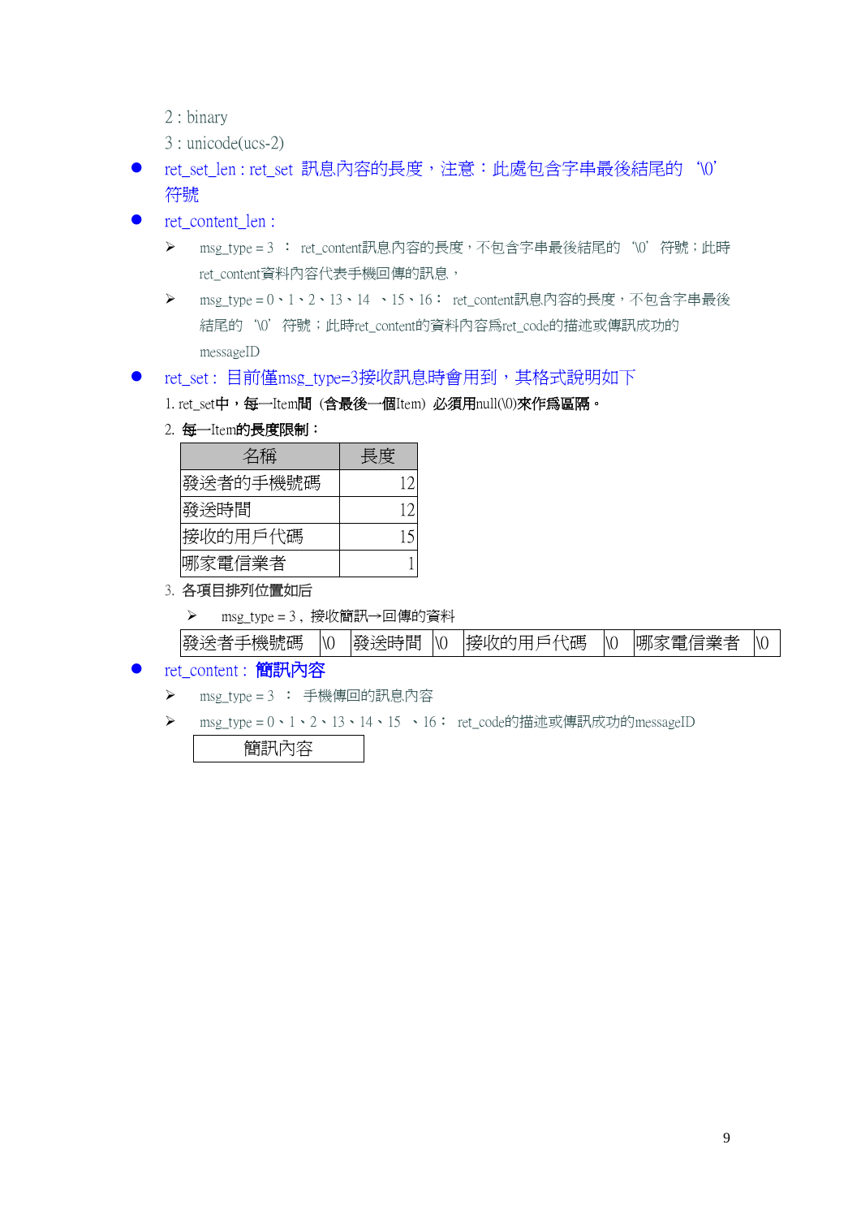2 : binary

3 : unicode(ucs-2)

- ret_set_len : ret_set 訊息內容的長度，注意：此處包含字串最後結尾的 '\0' 符號
- ret_content_len :
  - ➢ msg_type = 3 ： ret_content訊息內容的長度，不包含字串最後結尾的 '\0' 符號；此時 ret_content資料內容代表手機回傳的訊息，
  - ➢ msg_type = 0、1、2、13、14 、15、16： ret_content訊息內容的長度，不包含字串最後結尾的 '\0' 符號；此時ret_content的資料內容爲ret_code的描述或傳訊成功的 messageID
- ret_set : 目前僅msg_type=3接收訊息時會用到，其格式說明如下

1. ret_set中，**每一Item間（含最後一個Item）必須用null(\0)來作爲區隔。**
2. **每一Item的長度限制：**

| 名稱 | 長度 |
|---|---:|
| 發送者的手機號碼 | 12 |
| 發送時間 | 12 |
| 接收的用戶代碼 | 15 |
| 哪家電信業者 | 1 |

3. **各項目排列位置如后**

   ➢ msg_type = 3，接收簡訊→回傳的資料

| 發送者手機號碼 | \0 | 發送時間 | \0 | 接收的用戶代碼 | \0 | 哪家電信業者 | \0 |
|---|---|---|---|---|---|---|---|

- ret_content : **簡訊內容**
  - ➢ msg_type = 3 ： 手機傳回的訊息內容
  - ➢ msg_type = 0、1、2、13、14、15 、16： ret_code的描述或傳訊成功的messageID

| 簡訊內容 |
|---|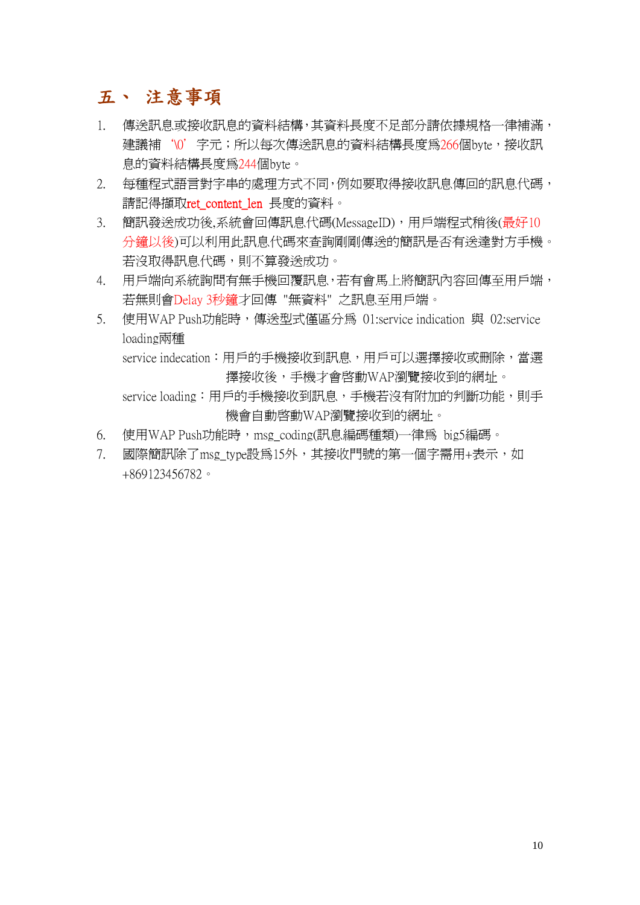## 五、 注意事項

1. 傳送訊息或接收訊息的資料結構,其資料長度不足部分請依據規格一律補滿,建議補 '\0' 字元;所以每次傳送訊息的資料結構長度爲266個byte,接收訊息的資料結構長度爲244個byte。
2. 每種程式語言對字串的處理方式不同,例如要取得接收訊息傳回的訊息代碼,請記得擷取ret_content_len 長度的資料。
3. 簡訊發送成功後,系統會回傳訊息代碼(MessageID),用戶端程式稍後(最好10分鐘以後)可以利用此訊息代碼來查詢剛剛傳送的簡訊是否有送達對方手機。若沒取得訊息代碼,則不算發送成功。
4. 用戶端向系統詢問有無手機回覆訊息,若有會馬上將簡訊內容回傳至用戶端,若無則會Delay 3秒鐘才回傳 "無資料" 之訊息至用戶端。
5. 使用WAP Push功能時,傳送型式僅區分爲 01:service indication 與 02:service loading兩種

   service indecation:用戶的手機接收到訊息,用戶可以選擇接收或刪除,當選擇接收後,手機才會啓動WAP瀏覽接收到的網址。

   service loading:用戶的手機接收到訊息,手機若沒有附加的判斷功能,則手機會自動啓動WAP瀏覽接收到的網址。
6. 使用WAP Push功能時,msg_coding(訊息編碼種類)一律爲 big5編碼。
7. 國際簡訊除了msg_type設爲15外,其接收門號的第一個字需用+表示,如+869123456782。